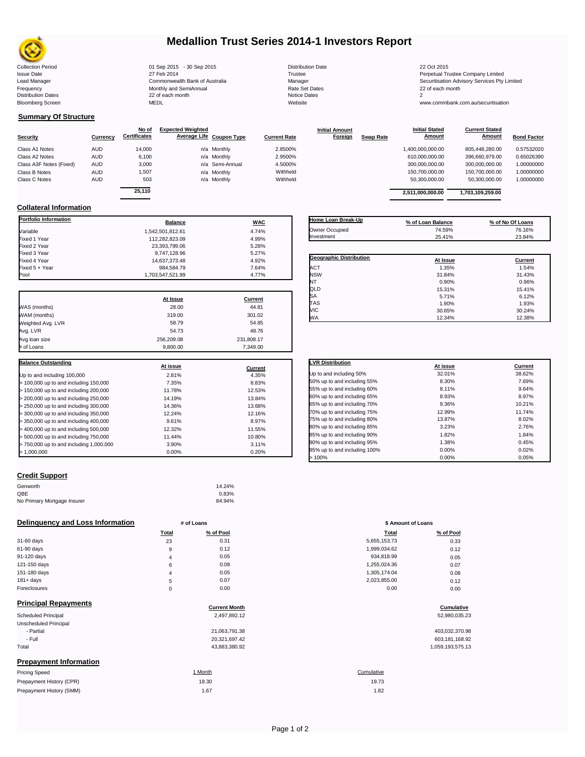# Medallion Trust Series 2014-1 Investors Report

| | | | |
|---|---|---|---|
| Collection Period | 01 Sep 2015 - 30 Sep 2015 | Distribution Date | 22 Oct 2015 |
| Issue Date | 27 Feb 2014 | Trustee | Perpetual Trustee Company Limited |
| Lead Manager | Commonwealth Bank of Australia | Manager | Securitisation Advisory Services Pty Limited |
| Frequency | Monthly and SemiAnnual | Rate Set Dates | 22 of each month |
| Distribution Dates | 22 of each month | Notice Dates | 2 |
| Bloomberg Screen | MEDL | Website | www.commbank.com.au/securitisation |

## Summary Of Structure

| Security | Currency | No of Certificates | Expected Weighted Average Life | Coupon Type | Current Rate | Initial Amount Foreign | Swap Rate | Initial Stated Amount | Current Stated Amount | Bond Factor |
|---|---|---|---|---|---|---|---|---|---|---|
| Class A1 Notes | AUD | 14,000 | n/a | Monthly | 2.8500% | | | 1,400,000,000.00 | 805,448,280.00 | 0.57532020 |
| Class A2 Notes | AUD | 6,100 | n/a | Monthly | 2.9500% | | | 610,000,000.00 | 396,660,979.00 | 0.65026390 |
| Class A3F Notes (Fixed) | AUD | 3,000 | n/a | Semi-Annual | 4.5000% | | | 300,000,000.00 | 300,000,000.00 | 1.00000000 |
| Class B Notes | AUD | 1,507 | n/a | Monthly | Withheld | | | 150,700,000.00 | 150,700,000.00 | 1.00000000 |
| Class C Notes | AUD | 503 | n/a | Monthly | Withheld | | | 50,300,000.00 | 50,300,000.00 | 1.00000000 |
| | | 25,110 | | | | | | 2,511,000,000.00 | 1,703,109,259.00 | |

## Collateral Information

| Portfolio Information | Balance | WAC |
|---|---|---|
| Variable | 1,542,501,812.61 | 4.74% |
| Fixed 1 Year | 112,282,823.09 | 4.99% |
| Fixed 2 Year | 23,393,799.06 | 5.28% |
| Fixed 3 Year | 9,747,128.96 | 5.27% |
| Fixed 4 Year | 14,637,373.48 | 4.92% |
| Fixed 5 + Year | 984,584.79 | 7.64% |
| Pool | 1,703,547,521.99 | 4.77% |

| | At Issue | Current |
|---|---|---|
| WAS (months) | 28.00 | 44.81 |
| WAM (months) | 319.00 | 301.02 |
| Weighted Avg. LVR | 58.79 | 54.85 |
| Avg. LVR | 54.73 | 48.76 |
| Avg loan size | 256,209.08 | 231,808.17 |
| # of Loans | 9,800.00 | 7,349.00 |

| Balance Outstanding | At issue | Current |
|---|---|---|
| Up to and including 100,000 | 2.81% | 4.35% |
| > 100,000 up to and including 150,000 | 7.35% | 8.83% |
| > 150,000 up to and including 200,000 | 11.78% | 12.53% |
| > 200,000 up to and including 250,000 | 14.19% | 13.84% |
| > 250,000 up to and including 300,000 | 14.36% | 13.68% |
| > 300,000 up to and including 350,000 | 12.24% | 12.16% |
| > 350,000 up to and including 400,000 | 9.61% | 8.97% |
| > 400,000 up to and including 500,000 | 12.32% | 11.55% |
| > 500,000 up to and including 750,000 | 11.44% | 10.80% |
| > 750,000 up to and including 1,000,000 | 3.90% | 3.11% |
| > 1,000,000 | 0.00% | 0.20% |

| Home Loan Break-Up | % of Loan Balance | % of No Of Loans |
|---|---|---|
| Owner Occupied | 74.59% | 76.16% |
| Investment | 25.41% | 23.84% |

| Geographic Distribution | At Issue | Current |
|---|---|---|
| ACT | 1.35% | 1.54% |
| NSW | 31.84% | 31.43% |
| NT | 0.90% | 0.96% |
| QLD | 15.31% | 15.41% |
| SA | 5.71% | 6.12% |
| TAS | 1.90% | 1.93% |
| VIC | 30.65% | 30.24% |
| WA | 12.34% | 12.38% |

| LVR Distribution | At issue | Current |
|---|---|---|
| Up to and including 50% | 32.01% | 38.62% |
| 50% up to and including 55% | 8.30% | 7.69% |
| 55% up to and including 60% | 8.11% | 9.64% |
| 60% up to and including 65% | 8.93% | 8.97% |
| 65% up to and including 70% | 9.36% | 10.21% |
| 70% up to and including 75% | 12.99% | 11.74% |
| 75% up to and including 80% | 13.87% | 8.02% |
| 80% up to and including 85% | 3.23% | 2.76% |
| 85% up to and including 90% | 1.82% | 1.84% |
| 90% up to and including 95% | 1.38% | 0.45% |
| 95% up to and including 100% | 0.00% | 0.02% |
| > 100% | 0.00% | 0.05% |

## Credit Support

| | |
|---|---|
| Genworth | 14.24% |
| QBE | 0.83% |
| No Primary Mortgage Insurer | 84.94% |

## Delinquency and Loss Information

| | # of Loans Total | # of Loans % of Pool | \$ Amount of Loans Total | \$ Amount of Loans % of Pool |
|---|---|---|---|---|
| 31-60 days | 23 | 0.31 | 5,655,153.73 | 0.33 |
| 61-90 days | 9 | 0.12 | 1,999,034.62 | 0.12 |
| 91-120 days | 4 | 0.05 | 934,818.99 | 0.05 |
| 121-150 days | 6 | 0.08 | 1,255,024.36 | 0.07 |
| 151-180 days | 4 | 0.05 | 1,305,174.04 | 0.08 |
| 181+ days | 5 | 0.07 | 2,023,855.00 | 0.12 |
| Foreclosures | 0 | 0.00 | 0.00 | 0.00 |

## Principal Repayments

| | Current Month | Cumulative |
|---|---|---|
| Scheduled Principal | 2,497,892.12 | 52,980,035.23 |
| Unscheduled Principal | | |
| - Partial | 21,063,791.38 | 403,032,370.98 |
| - Full | 20,321,697.42 | 603,181,168.92 |
| Total | 43,883,380.92 | 1,059,193,575.13 |

## Prepayment Information

| Pricing Speed | 1 Month | Cumulative |
|---|---|---|
| Prepayment History (CPR) | 18.30 | 19.73 |
| Prepayment History (SMM) | 1.67 | 1.82 |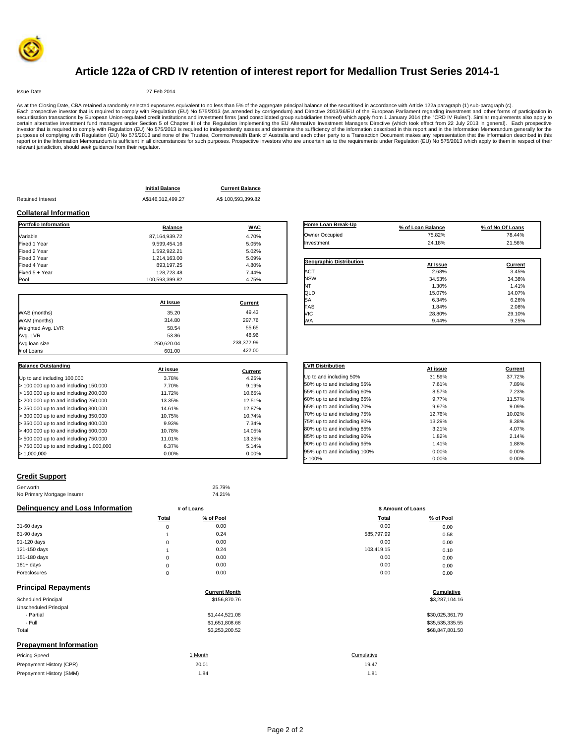# Article 122a of CRD IV retention of interest report for Medallion Trust Series 2014-1

Issue Date 27 Feb 2014

As at the Closing Date, CBA retained a randomly selected exposures equivalent to no less than 5% of the aggregate principal balance of the securitised in accordance with Article 122a paragraph (1) sub-paragraph (c). Each prospective investor that is required to comply with Regulation (EU) No 575/2013 (as amended by corrigendum) and Directive 2013/36/EU of the European Parliament regarding investment and other forms of participation in securitisation transactions by European Union-regulated credit institutions and investment firms (and consolidated group subsidiaries thereof) which apply from 1 January 2014 (the "CRD IV Rules"). Similar requirements also apply to certain alternative investment fund managers under Section 5 of Chapter III of the Regulation implementing the EU Alternative Investment Managers Directive (which took effect from 22 July 2013 in general). Each prospective investor that is required to comply with Regulation (EU) No 575/2013 is required to independently assess and determine the sufficiency of the information described in this report and in the Information Memorandum generally for the purposes of complying with Regulation (EU) No 575/2013 and none of the Trustee, Commonwealth Bank of Australia and each other party to a Transaction Document makes any representation that the information described in this report or in the Information Memorandum is sufficient in all circumstances for such purposes. Prospective investors who are uncertain as to the requirements under Regulation (EU) No 575/2013 which apply to them in respect of their relevant jurisdiction, should seek guidance from their regulator.

| | Initial Balance | Current Balance |
|---|---|---|
| Retained Interest | A$146,312,499.27 | A$ 100,593,399.82 |

## Collateral Information

| Portfolio Information | Balance | WAC |
|---|---|---|
| Variable | 87,164,939.72 | 4.70% |
| Fixed 1 Year | 9,599,454.16 | 5.05% |
| Fixed 2 Year | 1,592,922.21 | 5.02% |
| Fixed 3 Year | 1,214,163.00 | 5.09% |
| Fixed 4 Year | 893,197.25 | 4.80% |
| Fixed 5 + Year | 128,723.48 | 7.44% |
| Pool | 100,593,399.82 | 4.75% |

| Home Loan Break-Up | % of Loan Balance | % of No Of Loans |
|---|---|---|
| Owner Occupied | 75.82% | 78.44% |
| Investment | 24.18% | 21.56% |

| | At Issue | Current |
|---|---|---|
| WAS (months) | 35.20 | 49.43 |
| WAM (months) | 314.80 | 297.76 |
| Weighted Avg. LVR | 58.54 | 55.65 |
| Avg. LVR | 53.86 | 48.96 |
| Avg loan size | 250,620.04 | 238,372.99 |
| # of Loans | 601.00 | 422.00 |

| Geographic Distribution | At Issue | Current |
|---|---|---|
| ACT | 2.68% | 3.45% |
| NSW | 34.53% | 34.38% |
| NT | 1.30% | 1.41% |
| QLD | 15.07% | 14.07% |
| SA | 6.34% | 6.26% |
| TAS | 1.84% | 2.08% |
| VIC | 28.80% | 29.10% |
| WA | 9.44% | 9.25% |

| Balance Outstanding | At issue | Current |
|---|---|---|
| Up to and including 100,000 | 3.78% | 4.25% |
| > 100,000 up to and including 150,000 | 7.70% | 9.19% |
| > 150,000 up to and including 200,000 | 11.72% | 10.65% |
| > 200,000 up to and including 250,000 | 13.35% | 12.51% |
| > 250,000 up to and including 300,000 | 14.61% | 12.87% |
| > 300,000 up to and including 350,000 | 10.75% | 10.74% |
| > 350,000 up to and including 400,000 | 9.93% | 7.34% |
| > 400,000 up to and including 500,000 | 10.78% | 14.05% |
| > 500,000 up to and including 750,000 | 11.01% | 13.25% |
| > 750,000 up to and including 1,000,000 | 6.37% | 5.14% |
| > 1,000,000 | 0.00% | 0.00% |

| LVR Distribution | At issue | Current |
|---|---|---|
| Up to and including 50% | 31.59% | 37.72% |
| 50% up to and including 55% | 7.61% | 7.89% |
| 55% up to and including 60% | 8.57% | 7.23% |
| 60% up to and including 65% | 9.77% | 11.57% |
| 65% up to and including 70% | 9.97% | 9.09% |
| 70% up to and including 75% | 12.76% | 10.02% |
| 75% up to and including 80% | 13.29% | 8.38% |
| 80% up to and including 85% | 3.21% | 4.07% |
| 85% up to and including 90% | 1.82% | 2.14% |
| 90% up to and including 95% | 1.41% | 1.88% |
| 95% up to and including 100% | 0.00% | 0.00% |
| > 100% | 0.00% | 0.00% |

## Credit Support

| | |
|---|---|
| Genworth | 25.79% |
| No Primary Mortgage Insurer | 74.21% |

## Delinquency and Loss Information

| | # of Loans | | $ Amount of Loans | |
|---|---|---|---|---|
| | Total | % of Pool | Total | % of Pool |
| 31-60 days | 0 | 0.00 | 0.00 | 0.00 |
| 61-90 days | 1 | 0.24 | 585,797.99 | 0.58 |
| 91-120 days | 0 | 0.00 | 0.00 | 0.00 |
| 121-150 days | 1 | 0.24 | 103,419.15 | 0.10 |
| 151-180 days | 0 | 0.00 | 0.00 | 0.00 |
| 181+ days | 0 | 0.00 | 0.00 | 0.00 |
| Foreclosures | 0 | 0.00 | 0.00 | 0.00 |

## Principal Repayments

| | Current Month | Cumulative |
|---|---|---|
| Scheduled Principal | $156,870.76 | $3,287,104.16 |
| Unscheduled Principal | | |
| - Partial | $1,444,521.08 | $30,025,361.79 |
| - Full | $1,651,808.68 | $35,535,335.55 |
| Total | $3,253,200.52 | $68,847,801.50 |

## Prepayment Information

| Pricing Speed | 1 Month | Cumulative |
|---|---|---|
| Prepayment History (CPR) | 20.01 | 19.47 |
| Prepayment History (SMM) | 1.84 | 1.81 |